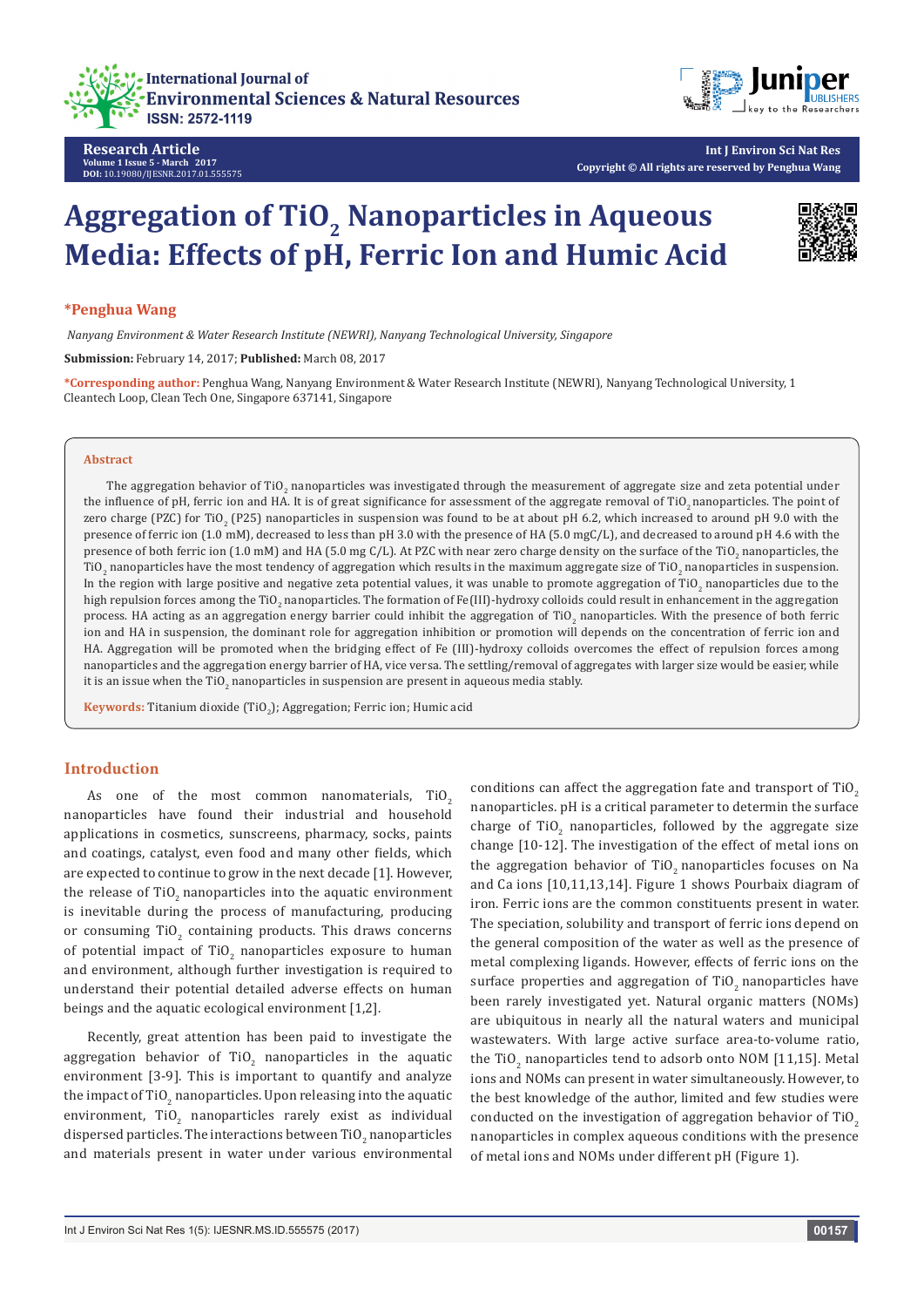Research Article

# Aggregation of $TiO_2$ Nanoparticles in Aqueous Media: Effects of pH, Ferric Ion and Humic Acid

**\*Penghua Wang**

*Nanyang Environment & Water Research Institute (NEWRI), Nanyang Technological University, Singapore*

**Submission:** February 14, 2017; **Published:** March 08, 2017

**\*Corresponding author:** Penghua Wang, Nanyang Environment & Water Research Institute (NEWRI), Nanyang Technological University, 1 Cleantech Loop, Clean Tech One, Singapore 637141, Singapore

### Abstract

The aggregation behavior of $TiO_2$ nanoparticles was investigated through the measurement of aggregate size and zeta potential under the influence of pH, ferric ion and HA. It is of great significance for assessment of the aggregate removal of $TiO_2$ nanoparticles. The point of zero charge (PZC) for $TiO_2$ (P25) nanoparticles in suspension was found to be at about pH 6.2, which increased to around pH 9.0 with the presence of ferric ion (1.0 mM), decreased to less than pH 3.0 with the presence of HA (5.0 mgC/L), and decreased to around pH 4.6 with the presence of both ferric ion (1.0 mM) and HA (5.0 mg C/L). At PZC with near zero charge density on the surface of the $TiO_2$ nanoparticles, the $TiO_2$ nanoparticles have the most tendency of aggregation which results in the maximum aggregate size of $TiO_2$ nanoparticles in suspension. In the region with large positive and negative zeta potential values, it was unable to promote aggregation of $TiO_2$ nanoparticles due to the high repulsion forces among the $TiO_2$ nanoparticles. The formation of Fe(III)-hydroxy colloids could result in enhancement in the aggregation process. HA acting as an aggregation energy barrier could inhibit the aggregation of $TiO_2$ nanoparticles. With the presence of both ferric ion and HA in suspension, the dominant role for aggregation inhibition or promotion will depends on the concentration of ferric ion and HA. Aggregation will be promoted when the bridging effect of Fe (III)-hydroxy colloids overcomes the effect of repulsion forces among nanoparticles and the aggregation energy barrier of HA, vice versa. The settling/removal of aggregates with larger size would be easier, while it is an issue when the $TiO_2$ nanoparticles in suspension are present in aqueous media stably.

**Keywords:** Titanium dioxide ($TiO_2$); Aggregation; Ferric ion; Humic acid

## Introduction

As one of the most common nanomaterials, $TiO_2$ nanoparticles have found their industrial and household applications in cosmetics, sunscreens, pharmacy, socks, paints and coatings, catalyst, even food and many other fields, which are expected to continue to grow in the next decade [1]. However, the release of $TiO_2$ nanoparticles into the aquatic environment is inevitable during the process of manufacturing, producing or consuming $TiO_2$ containing products. This draws concerns of potential impact of $TiO_2$ nanoparticles exposure to human and environment, although further investigation is required to understand their potential detailed adverse effects on human beings and the aquatic ecological environment [1,2].

Recently, great attention has been paid to investigate the aggregation behavior of $TiO_2$ nanoparticles in the aquatic environment [3-9]. This is important to quantify and analyze the impact of $TiO_2$ nanoparticles. Upon releasing into the aquatic environment, $TiO_2$ nanoparticles rarely exist as individual dispersed particles. The interactions between $TiO_2$ nanoparticles and materials present in water under various environmental conditions can affect the aggregation fate and transport of $TiO_2$ nanoparticles. pH is a critical parameter to determin the surface charge of $TiO_2$ nanoparticles, followed by the aggregate size change [10-12]. The investigation of the effect of metal ions on the aggregation behavior of $TiO_2$ nanoparticles focuses on Na and Ca ions [10,11,13,14]. Figure 1 shows Pourbaix diagram of iron. Ferric ions are the common constituents present in water. The speciation, solubility and transport of ferric ions depend on the general composition of the water as well as the presence of metal complexing ligands. However, effects of ferric ions on the surface properties and aggregation of $TiO_2$ nanoparticles have been rarely investigated yet. Natural organic matters (NOMs) are ubiquitous in nearly all the natural waters and municipal wastewaters. With large active surface area-to-volume ratio, the $TiO_2$ nanoparticles tend to adsorb onto NOM [11,15]. Metal ions and NOMs can present in water simultaneously. However, to the best knowledge of the author, limited and few studies were conducted on the investigation of aggregation behavior of $TiO_2$ nanoparticles in complex aqueous conditions with the presence of metal ions and NOMs under different pH (Figure 1).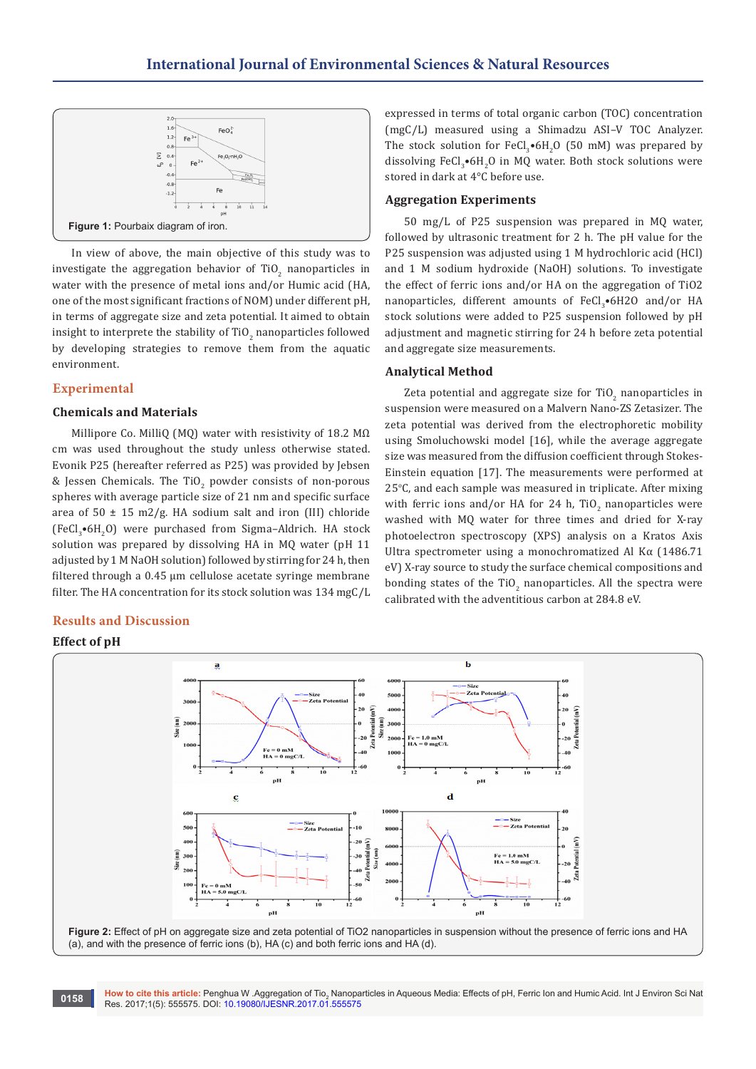Figure 1: Pourbaix diagram of iron.

In view of above, the main objective of this study was to investigate the aggregation behavior of $TiO_2$ nanoparticles in water with the presence of metal ions and/or Humic acid (HA, one of the most significant fractions of NOM) under different pH, in terms of aggregate size and zeta potential. It aimed to obtain insight to interpete the stability of $TiO_2$ nanoparticles followed by developing strategies to remove them from the aquatic environment.

## Experimental

### Chemicals and Materials

Millipore Co. MilliQ (MQ) water with resistivity of 18.2 MΩ cm was used throughout the study unless otherwise stated. Evonik P25 (hereafter referred as P25) was provided by Jebsen & Jessen Chemicals. The $TiO_2$ powder consists of non-porous spheres with average particle size of 21 nm and specific surface area of 50 ± 15 m2/g. HA sodium salt and iron (III) chloride ($FeCl_3$•$6H_2O$) were purchased from Sigma–Aldrich. HA stock solution was prepared by dissolving HA in MQ water (pH 11 adjusted by 1 M NaOH solution) followed by stirring for 24 h, then filtered through a 0.45 μm cellulose acetate syringe membrane filter. The HA concentration for its stock solution was 134 mgC/L expressed in terms of total organic carbon (TOC) concentration (mgC/L) measured using a Shimadzu ASI–V TOC Analyzer. The stock solution for $FeCl_3$•$6H_2O$ (50 mM) was prepared by dissolving $FeCl_3$•$6H_2O$ in MQ water. Both stock solutions were stored in dark at 4°C before use.

### Aggregation Experiments

50 mg/L of P25 suspension was prepared in MQ water, followed by ultrasonic treatment for 2 h. The pH value for the P25 suspension was adjusted using 1 M hydrochloric acid (HCl) and 1 M sodium hydroxide (NaOH) solutions. To investigate the effect of ferric ions and/or HA on the aggregation of TiO2 nanoparticles, different amounts of $FeCl_3$•6H2O and/or HA stock solutions were added to P25 suspension followed by pH adjustment and magnetic stirring for 24 h before zeta potential and aggregate size measurements.

### Analytical Method

Zeta potential and aggregate size for $TiO_2$ nanoparticles in suspension were measured on a Malvern Nano-ZS Zetasizer. The zeta potential was derived from the electrophoretic mobility using Smoluchowski model [16], while the average aggregate size was measured from the diffusion coefficient through Stokes-Einstein equation [17]. The measurements were performed at 25°C, and each sample was measured in triplicate. After mixing with ferric ions and/or HA for 24 h, $TiO_2$ nanoparticles were washed with MQ water for three times and dried for X-ray photoelectron spectroscopy (XPS) analysis on a Kratos Axis Ultra spectrometer using a monochromatized Al Kα (1486.71 eV) X-ray source to study the surface chemical compositions and bonding states of the $TiO_2$ nanoparticles. All the spectra were calibrated with the adventitious carbon at 284.8 eV.

## Results and Discussion

### Effect of pH

Figure 2: Effect of pH on aggregate size and zeta potential of TiO2 nanoparticles in suspension without the presence of ferric ions and HA (a), and with the presence of ferric ions (b), HA (c) and both ferric ions and HA (d).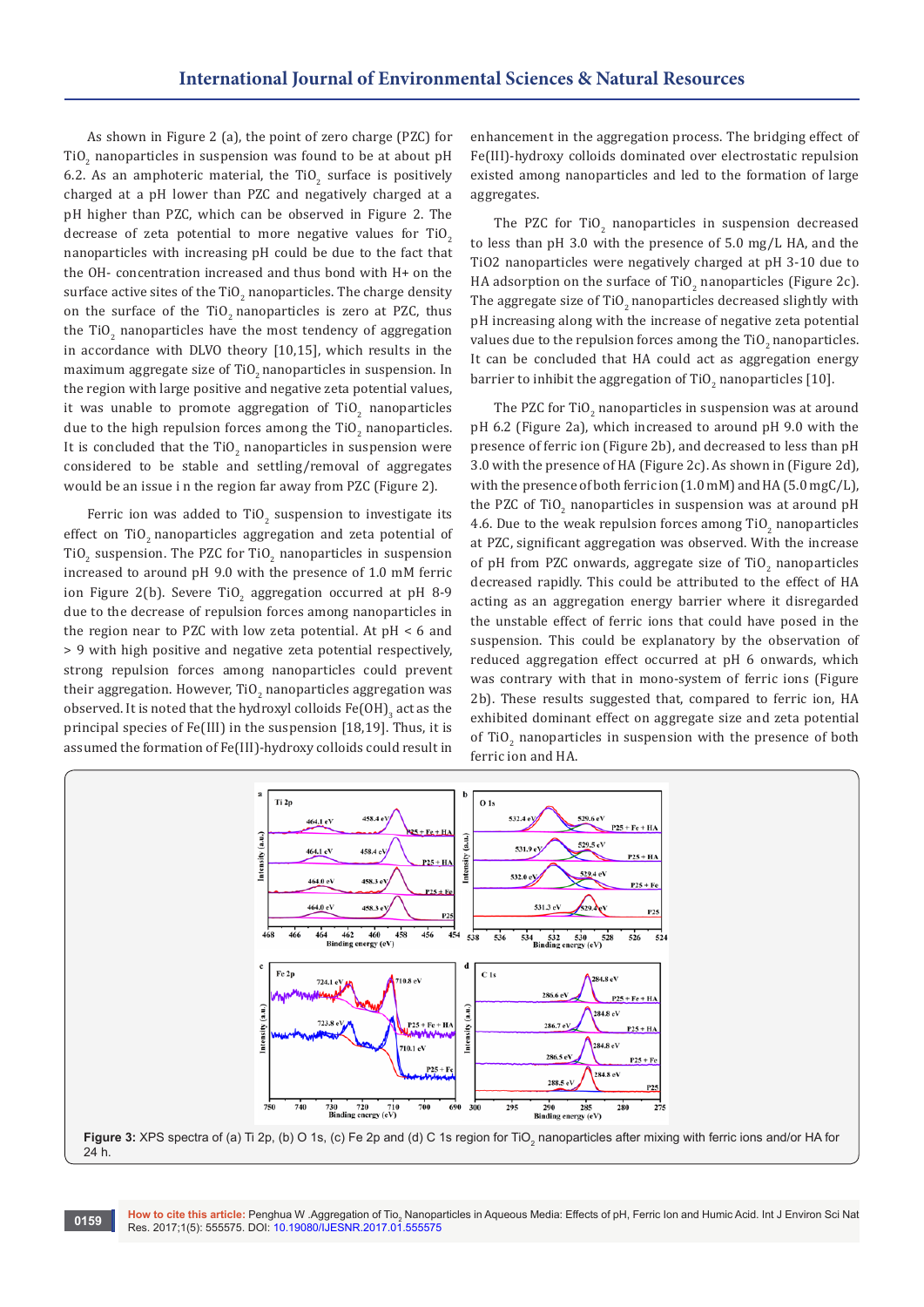As shown in Figure 2 (a), the point of zero charge (PZC) for $TiO_2$ nanoparticles in suspension was found to be at about pH 6.2. As an amphoteric material, the $TiO_2$ surface is positively charged at a pH lower than PZC and negatively charged at a pH higher than PZC, which can be observed in Figure 2. The decrease of zeta potential to more negative values for $TiO_2$ nanoparticles with increasing pH could be due to the fact that the OH- concentration increased and thus bond with H+ on the surface active sites of the $TiO_2$ nanoparticles. The charge density on the surface of the $TiO_2$ nanoparticles is zero at PZC, thus the $TiO_2$ nanoparticles have the most tendency of aggregation in accordance with DLVO theory [10,15], which results in the maximum aggregate size of $TiO_2$ nanoparticles in suspension. In the region with large positive and negative zeta potential values, it was unable to promote aggregation of $TiO_2$ nanoparticles due to the high repulsion forces among the $TiO_2$ nanoparticles. It is concluded that the $TiO_2$ nanoparticles in suspension were considered to be stable and settling/removal of aggregates would be an issue i n the region far away from PZC (Figure 2).

Ferric ion was added to $TiO_2$ suspension to investigate its effect on $TiO_2$ nanoparticles aggregation and zeta potential of $TiO_2$ suspension. The PZC for $TiO_2$ nanoparticles in suspension increased to around pH 9.0 with the presence of 1.0 mM ferric ion Figure 2(b). Severe $TiO_2$ aggregation occurred at pH 8-9 due to the decrease of repulsion forces among nanoparticles in the region near to PZC with low zeta potential. At pH < 6 and > 9 with high positive and negative zeta potential respectively, strong repulsion forces among nanoparticles could prevent their aggregation. However, $TiO_2$ nanoparticles aggregation was observed. It is noted that the hydroxyl colloids $Fe(OH)_3$ act as the principal species of Fe(III) in the suspension [18,19]. Thus, it is assumed the formation of Fe(III)-hydroxy colloids could result in enhancement in the aggregation process. The bridging effect of Fe(III)-hydroxy colloids dominated over electrostatic repulsion existed among nanoparticles and led to the formation of large aggregates.

The PZC for $TiO_2$ nanoparticles in suspension decreased to less than pH 3.0 with the presence of 5.0 mg/L HA, and the TiO2 nanoparticles were negatively charged at pH 3-10 due to HA adsorption on the surface of $TiO_2$ nanoparticles (Figure 2c). The aggregate size of $TiO_2$ nanoparticles decreased slightly with pH increasing along with the increase of negative zeta potential values due to the repulsion forces among the $TiO_2$ nanoparticles. It can be concluded that HA could act as aggregation energy barrier to inhibit the aggregation of $TiO_2$ nanoparticles [10].

The PZC for $TiO_2$ nanoparticles in suspension was at around pH 6.2 (Figure 2a), which increased to around pH 9.0 with the presence of ferric ion (Figure 2b), and decreased to less than pH 3.0 with the presence of HA (Figure 2c). As shown in (Figure 2d), with the presence of both ferric ion (1.0 mM) and HA (5.0 mgC/L), the PZC of $TiO_2$ nanoparticles in suspension was at around pH 4.6. Due to the weak repulsion forces among $TiO_2$ nanoparticles at PZC, significant aggregation was observed. With the increase of pH from PZC onwards, aggregate size of $TiO_2$ nanoparticles decreased rapidly. This could be attributed to the effect of HA acting as an aggregation energy barrier where it disregarded the unstable effect of ferric ions that could have posed in the suspension. This could be explanatory by the observation of reduced aggregation effect occurred at pH 6 onwards, which was contrary with that in mono-system of ferric ions (Figure 2b). These results suggested that, compared to ferric ion, HA exhibited dominant effect on aggregate size and zeta potential of $TiO_2$ nanoparticles in suspension with the presence of both ferric ion and HA.

**Figure 3:** XPS spectra of (a) Ti 2p, (b) O 1s, (c) Fe 2p and (d) C 1s region for $TiO_2$ nanoparticles after mixing with ferric ions and/or HA for 24 h.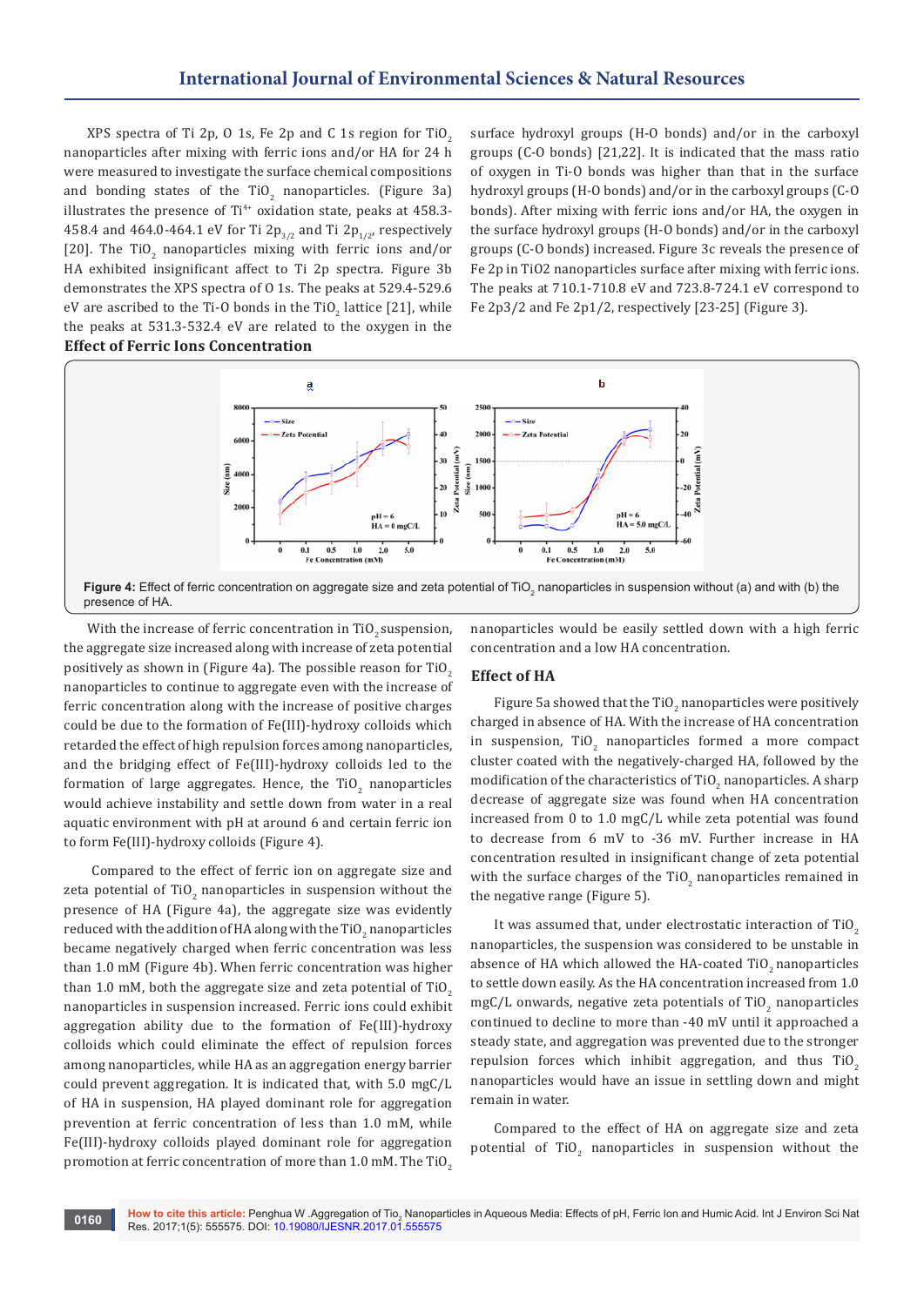XPS spectra of Ti 2p, O 1s, Fe 2p and C 1s region for $TiO_2$ nanoparticles after mixing with ferric ions and/or HA for 24 h were measured to investigate the surface chemical compositions and bonding states of the $TiO_2$ nanoparticles. (Figure 3a) illustrates the presence of $Ti^{4+}$ oxidation state, peaks at 458.3-458.4 and 464.0-464.1 eV for Ti $2p_{3/2}$ and Ti $2p_{1/2}$, respectively [20]. The $TiO_2$ nanoparticles mixing with ferric ions and/or HA exhibited insignificant affect to Ti 2p spectra. Figure 3b demonstrates the XPS spectra of O 1s. The peaks at 529.4-529.6 eV are ascribed to the Ti-O bonds in the $TiO_2$ lattice [21], while the peaks at 531.3-532.4 eV are related to the oxygen in the surface hydroxyl groups (H-O bonds) and/or in the carboxyl groups (C-O bonds) [21,22]. It is indicated that the mass ratio of oxygen in Ti-O bonds was higher than that in the surface hydroxyl groups (H-O bonds) and/or in the carboxyl groups (C-O bonds). After mixing with ferric ions and/or HA, the oxygen in the surface hydroxyl groups (H-O bonds) and/or in the carboxyl groups (C-O bonds) increased. Figure 3c reveals the presence of Fe 2p in TiO2 nanoparticles surface after mixing with ferric ions. The peaks at 710.1-710.8 eV and 723.8-724.1 eV correspond to Fe 2p3/2 and Fe 2p1/2, respectively [23-25] (Figure 3).

**Effect of Ferric Ions Concentration**

**Figure 4:** Effect of ferric concentration on aggregate size and zeta potential of $TiO_2$ nanoparticles in suspension without (a) and with (b) the presence of HA.

With the increase of ferric concentration in $TiO_2$ suspension, the aggregate size increased along with increase of zeta potential positively as shown in (Figure 4a). The possible reason for $TiO_2$ nanoparticles to continue to aggregate even with the increase of ferric concentration along with the increase of positive charges could be due to the formation of Fe(III)-hydroxy colloids which retarded the effect of high repulsion forces among nanoparticles, and the bridging effect of Fe(III)-hydroxy colloids led to the formation of large aggregates. Hence, the $TiO_2$ nanoparticles would achieve instability and settle down from water in a real aquatic environment with pH at around 6 and certain ferric ion to form Fe(III)-hydroxy colloids (Figure 4).

Compared to the effect of ferric ion on aggregate size and zeta potential of $TiO_2$ nanoparticles in suspension without the presence of HA (Figure 4a), the aggregate size was evidently reduced with the addition of HA along with the $TiO_2$ nanoparticles became negatively charged when ferric concentration was less than 1.0 mM (Figure 4b). When ferric concentration was higher than 1.0 mM, both the aggregate size and zeta potential of $TiO_2$ nanoparticles in suspension increased. Ferric ions could exhibit aggregation ability due to the formation of Fe(III)-hydroxy colloids which could eliminate the effect of repulsion forces among nanoparticles, while HA as an aggregation energy barrier could prevent aggregation. It is indicated that, with 5.0 mgC/L of HA in suspension, HA played dominant role for aggregation prevention at ferric concentration of less than 1.0 mM, while Fe(III)-hydroxy colloids played dominant role for aggregation promotion at ferric concentration of more than 1.0 mM. The $TiO_2$ nanoparticles would be easily settled down with a high ferric concentration and a low HA concentration.

**Effect of HA**

Figure 5a showed that the $TiO_2$ nanoparticles were positively charged in absence of HA. With the increase of HA concentration in suspension, $TiO_2$ nanoparticles formed a more compact cluster coated with the negatively-charged HA, followed by the modification of the characteristics of $TiO_2$ nanoparticles. A sharp decrease of aggregate size was found when HA concentration increased from 0 to 1.0 mgC/L while zeta potential was found to decrease from 6 mV to -36 mV. Further increase in HA concentration resulted in insignificant change of zeta potential with the surface charges of the $TiO_2$ nanoparticles remained in the negative range (Figure 5).

It was assumed that, under electrostatic interaction of $TiO_2$ nanoparticles, the suspension was considered to be unstable in absence of HA which allowed the HA-coated $TiO_2$ nanoparticles to settle down easily. As the HA concentration increased from 1.0 mgC/L onwards, negative zeta potentials of $TiO_2$ nanoparticles continued to decline to more than -40 mV until it approached a steady state, and aggregation was prevented due to the stronger repulsion forces which inhibit aggregation, and thus $TiO_2$ nanoparticles would have an issue in settling down and might remain in water.

Compared to the effect of HA on aggregate size and zeta potential of $TiO_2$ nanoparticles in suspension without the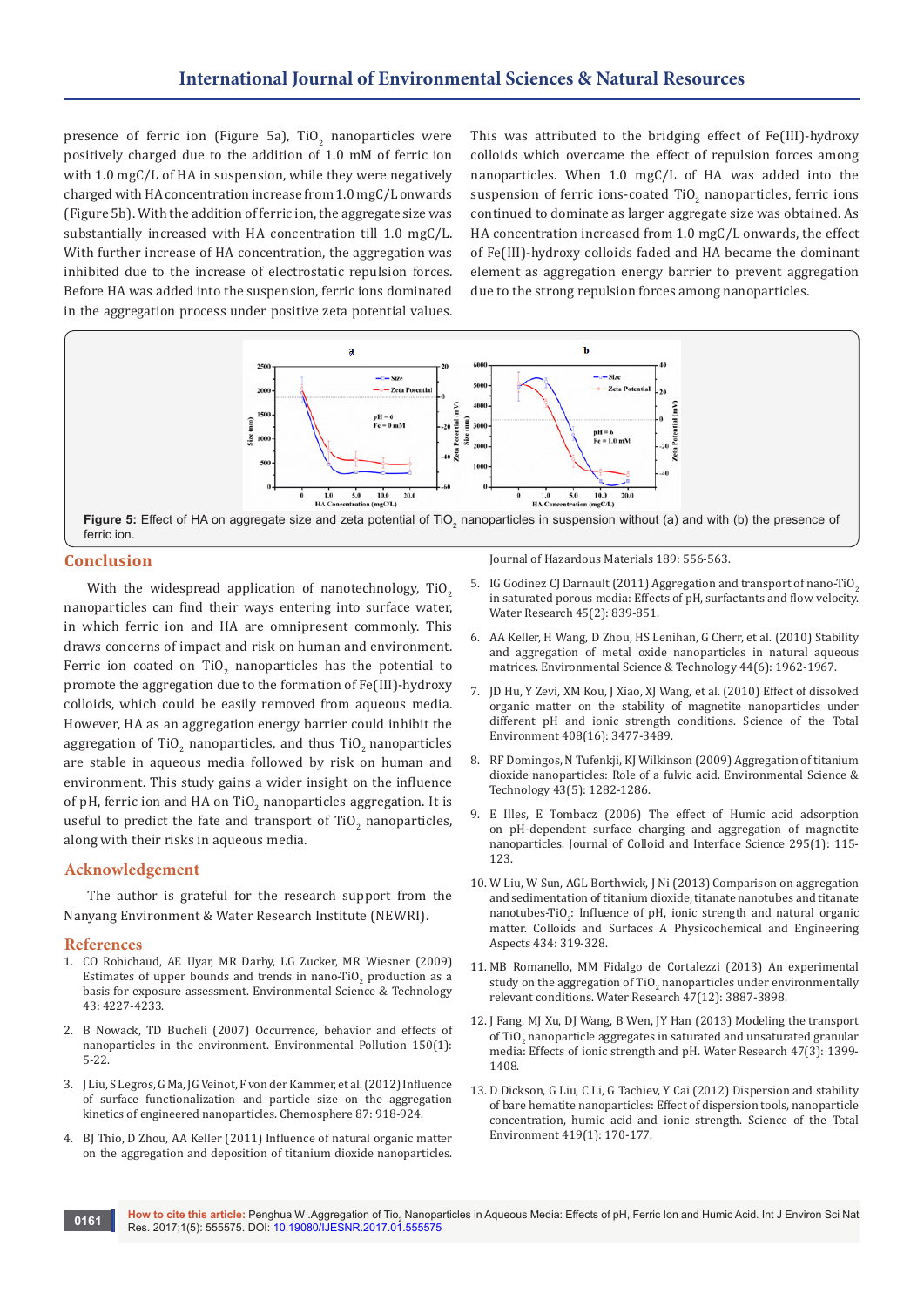presence of ferric ion (Figure 5a), $TiO_2$ nanoparticles were positively charged due to the addition of 1.0 mM of ferric ion with 1.0 mgC/L of HA in suspension, while they were negatively charged with HA concentration increase from 1.0 mgC/L onwards (Figure 5b). With the addition of ferric ion, the aggregate size was substantially increased with HA concentration till 1.0 mgC/L. With further increase of HA concentration, the aggregation was inhibited due to the increase of electrostatic repulsion forces. Before HA was added into the suspension, ferric ions dominated in the aggregation process under positive zeta potential values. This was attributed to the bridging effect of Fe(III)-hydroxy colloids which overcame the effect of repulsion forces among nanoparticles. When 1.0 mgC/L of HA was added into the suspension of ferric ions-coated $TiO_2$ nanoparticles, ferric ions continued to dominate as larger aggregate size was obtained. As HA concentration increased from 1.0 mgC/L onwards, the effect of Fe(III)-hydroxy colloids faded and HA became the dominant element as aggregation energy barrier to prevent aggregation due to the strong repulsion forces among nanoparticles.

**Figure 5:** Effect of HA on aggregate size and zeta potential of $TiO_2$ nanoparticles in suspension without (a) and with (b) the presence of ferric ion.

## Conclusion

With the widespread application of nanotechnology, $TiO_2$ nanoparticles can find their ways entering into surface water, in which ferric ion and HA are omnipresent commonly. This draws concerns of impact and risk on human and environment. Ferric ion coated on $TiO_2$ nanoparticles has the potential to promote the aggregation due to the formation of Fe(III)-hydroxy colloids, which could be easily removed from aqueous media. However, HA as an aggregation energy barrier could inhibit the aggregation of $TiO_2$ nanoparticles, and thus $TiO_2$ nanoparticles are stable in aqueous media followed by risk on human and environment. This study gains a wider insight on the influence of pH, ferric ion and HA on $TiO_2$ nanoparticles aggregation. It is useful to predict the fate and transport of $TiO_2$ nanoparticles, along with their risks in aqueous media.

## Acknowledgement

The author is grateful for the research support from the Nanyang Environment & Water Research Institute (NEWRI).

## References

1. CO Robichaud, AE Uyar, MR Darby, LG Zucker, MR Wiesner (2009) Estimates of upper bounds and trends in nano-$TiO_2$ production as a basis for exposure assessment. Environmental Science & Technology 43: 4227-4233.
2. B Nowack, TD Bucheli (2007) Occurrence, behavior and effects of nanoparticles in the environment. Environmental Pollution 150(1): 5-22.
3. J Liu, S Legros, G Ma, JG Veinot, F von der Kammer, et al. (2012) Influence of surface functionalization and particle size on the aggregation kinetics of engineered nanoparticles. Chemosphere 87: 918-924.
4. BJ Thio, D Zhou, AA Keller (2011) Influence of natural organic matter on the aggregation and deposition of titanium dioxide nanoparticles. Journal of Hazardous Materials 189: 556-563.
5. IG Godinez CJ Darnault (2011) Aggregation and transport of nano-$TiO_2$ in saturated porous media: Effects of pH, surfactants and flow velocity. Water Research 45(2): 839-851.
6. AA Keller, H Wang, D Zhou, HS Lenihan, G Cherr, et al. (2010) Stability and aggregation of metal oxide nanoparticles in natural aqueous matrices. Environmental Science & Technology 44(6): 1962-1967.
7. JD Hu, Y Zevi, XM Kou, J Xiao, XJ Wang, et al. (2010) Effect of dissolved organic matter on the stability of magnetite nanoparticles under different pH and ionic strength conditions. Science of the Total Environment 408(16): 3477-3489.
8. RF Domingos, N Tufenkji, KJ Wilkinson (2009) Aggregation of titanium dioxide nanoparticles: Role of a fulvic acid. Environmental Science & Technology 43(5): 1282-1286.
9. E Illes, E Tombacz (2006) The effect of Humic acid adsorption on pH-dependent surface charging and aggregation of magnetite nanoparticles. Journal of Colloid and Interface Science 295(1): 115-123.
10. W Liu, W Sun, AGL Borthwick, J Ni (2013) Comparison on aggregation and sedimentation of titanium dioxide, titanate nanotubes and titanate nanotubes-$TiO_2$: Influence of pH, ionic strength and natural organic matter. Colloids and Surfaces A Physicochemical and Engineering Aspects 434: 319-328.
11. MB Romanello, MM Fidalgo de Cortalezzi (2013) An experimental study on the aggregation of $TiO_2$ nanoparticles under environmentally relevant conditions. Water Research 47(12): 3887-3898.
12. J Fang, MJ Xu, DJ Wang, B Wen, JY Han (2013) Modeling the transport of $TiO_2$ nanoparticle aggregates in saturated and unsaturated granular media: Effects of ionic strength and pH. Water Research 47(3): 1399-1408.
13. D Dickson, G Liu, C Li, G Tachiev, Y Cai (2012) Dispersion and stability of bare hematite nanoparticles: Effect of dispersion tools, nanoparticle concentration, humic acid and ionic strength. Science of the Total Environment 419(1): 170-177.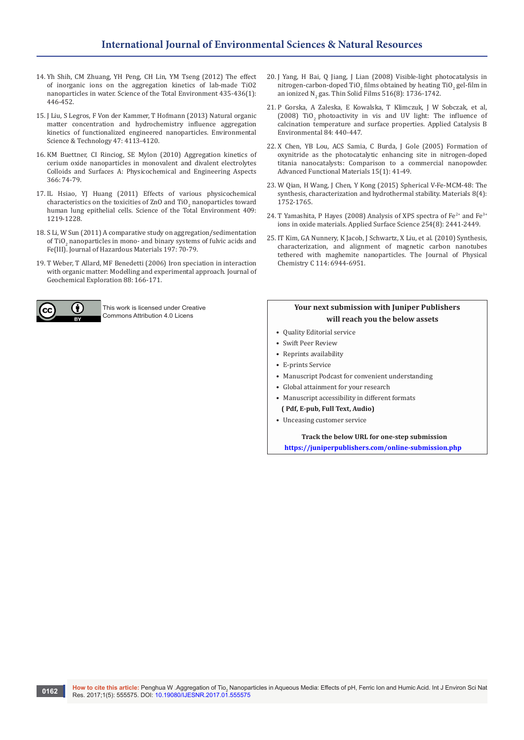14. Yh Shih, CM Zhuang, YH Peng, CH Lin, YM Tseng (2012) The effect of inorganic ions on the aggregation kinetics of lab-made TiO2 nanoparticles in water. Science of the Total Environment 435-436(1): 446-452.

15. J Liu, S Legros, F Von der Kammer, T Hofmann (2013) Natural organic matter concentration and hydrochemistry influence aggregation kinetics of functionalized engineered nanoparticles. Environmental Science & Technology 47: 4113-4120.

16. KM Buettner, CI Rinciog, SE Mylon (2010) Aggregation kinetics of cerium oxide nanoparticles in monovalent and divalent electrolytes Colloids and Surfaces A: Physicochemical and Engineering Aspects 366: 74-79.

17. IL Hsiao, YJ Huang (2011) Effects of various physicochemical characteristics on the toxicities of ZnO and $TiO_2$ nanoparticles toward human lung epithelial cells. Science of the Total Environment 409: 1219-1228.

18. S Li, W Sun (2011) A comparative study on aggregation/sedimentation of $TiO_2$ nanoparticles in mono- and binary systems of fulvic acids and Fe(III). Journal of Hazardous Materials 197: 70-79.

19. T Weber, T Allard, MF Benedetti (2006) Iron speciation in interaction with organic matter: Modelling and experimental approach. Journal of Geochemical Exploration 88: 166-171.

20. J Yang, H Bai, Q Jiang, J Lian (2008) Visible-light photocatalysis in nitrogen-carbon-doped $TiO_2$ films obtained by heating $TiO_2$ gel-film in an ionized $N_2$ gas. Thin Solid Films 516(8): 1736-1742.

21. P Gorska, A Zaleska, E Kowalska, T Klimczuk, J W Sobczak, et al, (2008) $TiO_2$ photoactivity in vis and UV light: The influence of calcination temperature and surface properties. Applied Catalysis B Environmental 84: 440-447.

22. X Chen, YB Lou, ACS Samia, C Burda, J Gole (2005) Formation of oxynitride as the photocatalytic enhancing site in nitrogen-doped titania nanocatalysts: Comparison to a commercial nanopowder. Advanced Functional Materials 15(1): 41-49.

23. W Qian, H Wang, J Chen, Y Kong (2015) Spherical V-Fe-MCM-48: The synthesis, characterization and hydrothermal stability. Materials 8(4): 1752-1765.

24. T Yamashita, P Hayes (2008) Analysis of XPS spectra of $Fe^{2+}$ and $Fe^{3+}$ ions in oxide materials. Applied Surface Science 254(8): 2441-2449.

25. IT Kim, GA Nunnery, K Jacob, J Schwartz, X Liu, et al. (2010) Synthesis, characterization, and alignment of magnetic carbon nanotubes tethered with maghemite nanoparticles. The Journal of Physical Chemistry C 114: 6944-6951.

This work is licensed under Creative Commons Attribution 4.0 Licens

**Your next submission with Juniper Publishers will reach you the below assets**

- Quality Editorial service
- Swift Peer Review
- Reprints availability
- E-prints Service
- Manuscript Podcast for convenient understanding
- Global attainment for your research
- Manuscript accessibility in different formats  
  **( Pdf, E-pub, Full Text, Audio)**
- Unceasing customer service

**Track the below URL for one-step submission**
**https://juniperpublishers.com/online-submission.php**